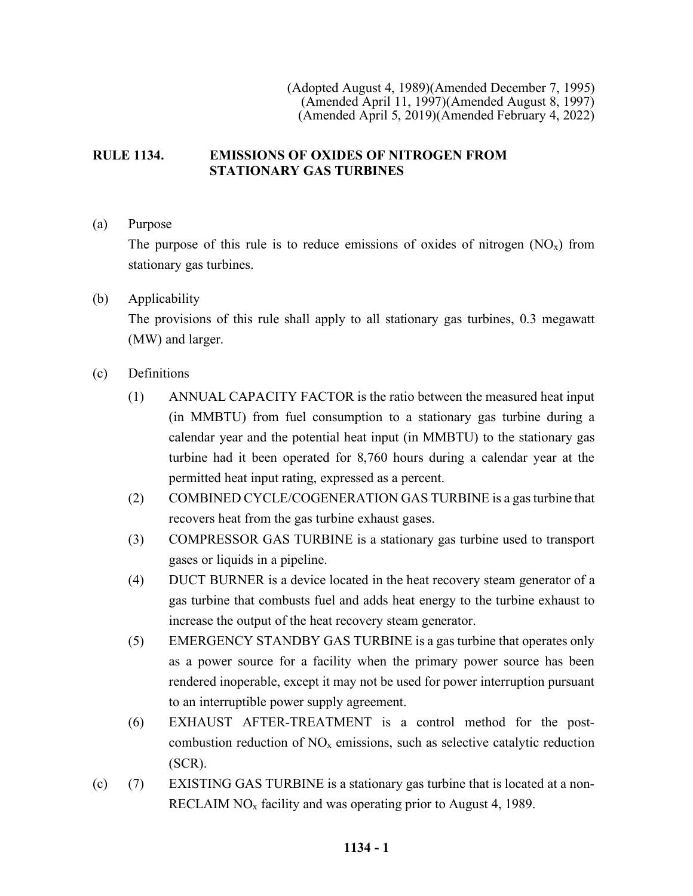(Adopted August 4, 1989)(Amended December 7, 1995)
(Amended April 11, 1997)(Amended August 8, 1997)
(Amended April 5, 2019)(Amended February 4, 2022)

# RULE 1134. EMISSIONS OF OXIDES OF NITROGEN FROM STATIONARY GAS TURBINES

(a) Purpose

The purpose of this rule is to reduce emissions of oxides of nitrogen ($NO_x$) from stationary gas turbines.

(b) Applicability

The provisions of this rule shall apply to all stationary gas turbines, 0.3 megawatt (MW) and larger.

(c) Definitions

(1) ANNUAL CAPACITY FACTOR is the ratio between the measured heat input (in MMBTU) from fuel consumption to a stationary gas turbine during a calendar year and the potential heat input (in MMBTU) to the stationary gas turbine had it been operated for 8,760 hours during a calendar year at the permitted heat input rating, expressed as a percent.

(2) COMBINED CYCLE/COGENERATION GAS TURBINE is a gas turbine that recovers heat from the gas turbine exhaust gases.

(3) COMPRESSOR GAS TURBINE is a stationary gas turbine used to transport gases or liquids in a pipeline.

(4) DUCT BURNER is a device located in the heat recovery steam generator of a gas turbine that combusts fuel and adds heat energy to the turbine exhaust to increase the output of the heat recovery steam generator.

(5) EMERGENCY STANDBY GAS TURBINE is a gas turbine that operates only as a power source for a facility when the primary power source has been rendered inoperable, except it may not be used for power interruption pursuant to an interruptible power supply agreement.

(6) EXHAUST AFTER-TREATMENT is a control method for the post-combustion reduction of $NO_x$ emissions, such as selective catalytic reduction (SCR).

(c) (7) EXISTING GAS TURBINE is a stationary gas turbine that is located at a non-RECLAIM $NO_x$ facility and was operating prior to August 4, 1989.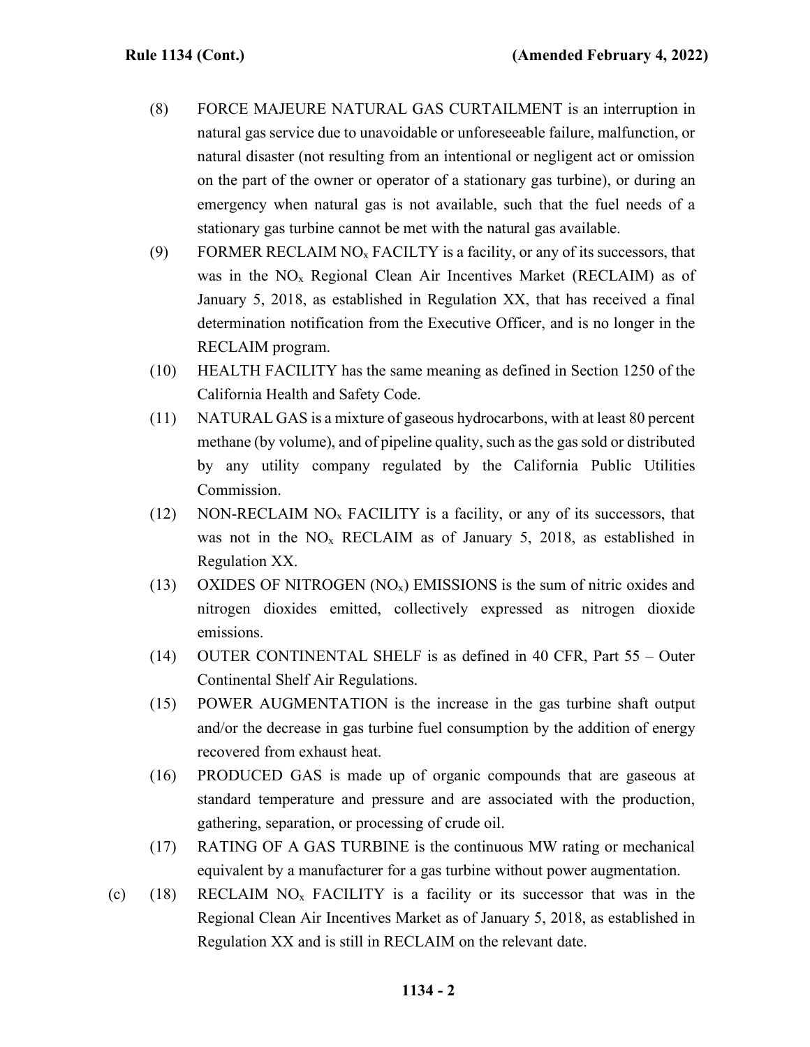(8) FORCE MAJEURE NATURAL GAS CURTAILMENT is an interruption in natural gas service due to unavoidable or unforeseeable failure, malfunction, or natural disaster (not resulting from an intentional or negligent act or omission on the part of the owner or operator of a stationary gas turbine), or during an emergency when natural gas is not available, such that the fuel needs of a stationary gas turbine cannot be met with the natural gas available.

(9) FORMER RECLAIM $NO_x$ FACILTY is a facility, or any of its successors, that was in the $NO_x$ Regional Clean Air Incentives Market (RECLAIM) as of January 5, 2018, as established in Regulation XX, that has received a final determination notification from the Executive Officer, and is no longer in the RECLAIM program.

(10) HEALTH FACILITY has the same meaning as defined in Section 1250 of the California Health and Safety Code.

(11) NATURAL GAS is a mixture of gaseous hydrocarbons, with at least 80 percent methane (by volume), and of pipeline quality, such as the gas sold or distributed by any utility company regulated by the California Public Utilities Commission.

(12) NON-RECLAIM $NO_x$ FACILITY is a facility, or any of its successors, that was not in the $NO_x$ RECLAIM as of January 5, 2018, as established in Regulation XX.

(13) OXIDES OF NITROGEN ($NO_x$) EMISSIONS is the sum of nitric oxides and nitrogen dioxides emitted, collectively expressed as nitrogen dioxide emissions.

(14) OUTER CONTINENTAL SHELF is as defined in 40 CFR, Part 55 – Outer Continental Shelf Air Regulations.

(15) POWER AUGMENTATION is the increase in the gas turbine shaft output and/or the decrease in gas turbine fuel consumption by the addition of energy recovered from exhaust heat.

(16) PRODUCED GAS is made up of organic compounds that are gaseous at standard temperature and pressure and are associated with the production, gathering, separation, or processing of crude oil.

(17) RATING OF A GAS TURBINE is the continuous MW rating or mechanical equivalent by a manufacturer for a gas turbine without power augmentation.

(c) (18) RECLAIM $NO_x$ FACILITY is a facility or its successor that was in the Regional Clean Air Incentives Market as of January 5, 2018, as established in Regulation XX and is still in RECLAIM on the relevant date.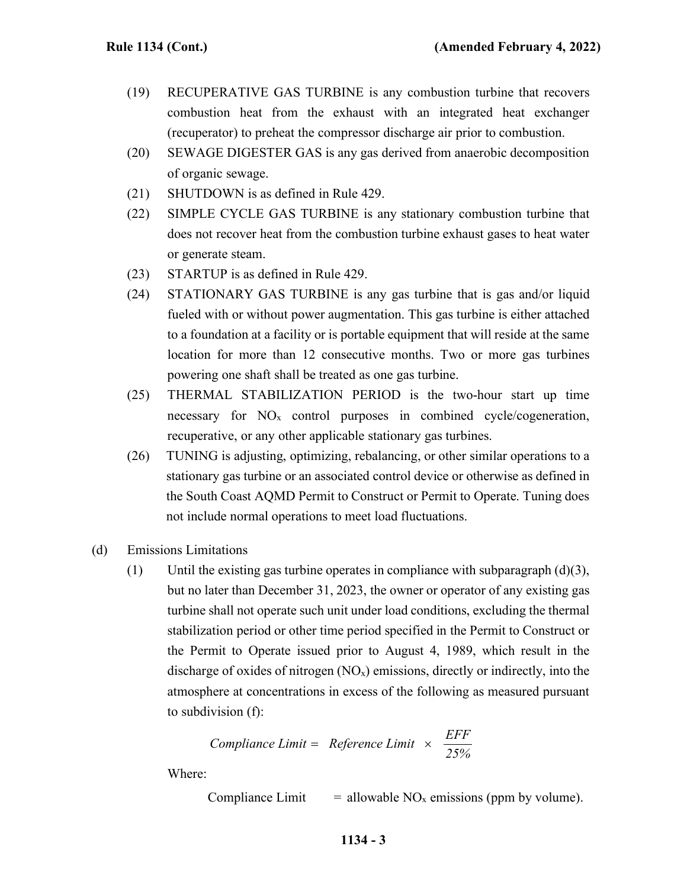(19) RECUPERATIVE GAS TURBINE is any combustion turbine that recovers combustion heat from the exhaust with an integrated heat exchanger (recuperator) to preheat the compressor discharge air prior to combustion.

(20) SEWAGE DIGESTER GAS is any gas derived from anaerobic decomposition of organic sewage.

(21) SHUTDOWN is as defined in Rule 429.

(22) SIMPLE CYCLE GAS TURBINE is any stationary combustion turbine that does not recover heat from the combustion turbine exhaust gases to heat water or generate steam.

(23) STARTUP is as defined in Rule 429.

(24) STATIONARY GAS TURBINE is any gas turbine that is gas and/or liquid fueled with or without power augmentation. This gas turbine is either attached to a foundation at a facility or is portable equipment that will reside at the same location for more than 12 consecutive months. Two or more gas turbines powering one shaft shall be treated as one gas turbine.

(25) THERMAL STABILIZATION PERIOD is the two-hour start up time necessary for $NO_x$ control purposes in combined cycle/cogeneration, recuperative, or any other applicable stationary gas turbines.

(26) TUNING is adjusting, optimizing, rebalancing, or other similar operations to a stationary gas turbine or an associated control device or otherwise as defined in the South Coast AQMD Permit to Construct or Permit to Operate. Tuning does not include normal operations to meet load fluctuations.

(d) Emissions Limitations

(1) Until the existing gas turbine operates in compliance with subparagraph (d)(3), but no later than December 31, 2023, the owner or operator of any existing gas turbine shall not operate such unit under load conditions, excluding the thermal stabilization period or other time period specified in the Permit to Construct or the Permit to Operate issued prior to August 4, 1989, which result in the discharge of oxides of nitrogen ($NO_x$) emissions, directly or indirectly, into the atmosphere at concentrations in excess of the following as measured pursuant to subdivision (f):

$$\textit{Compliance Limit} = \textit{Reference Limit} \times \frac{EFF}{25\%}$$

Where:

Compliance Limit = allowable $NO_x$ emissions (ppm by volume).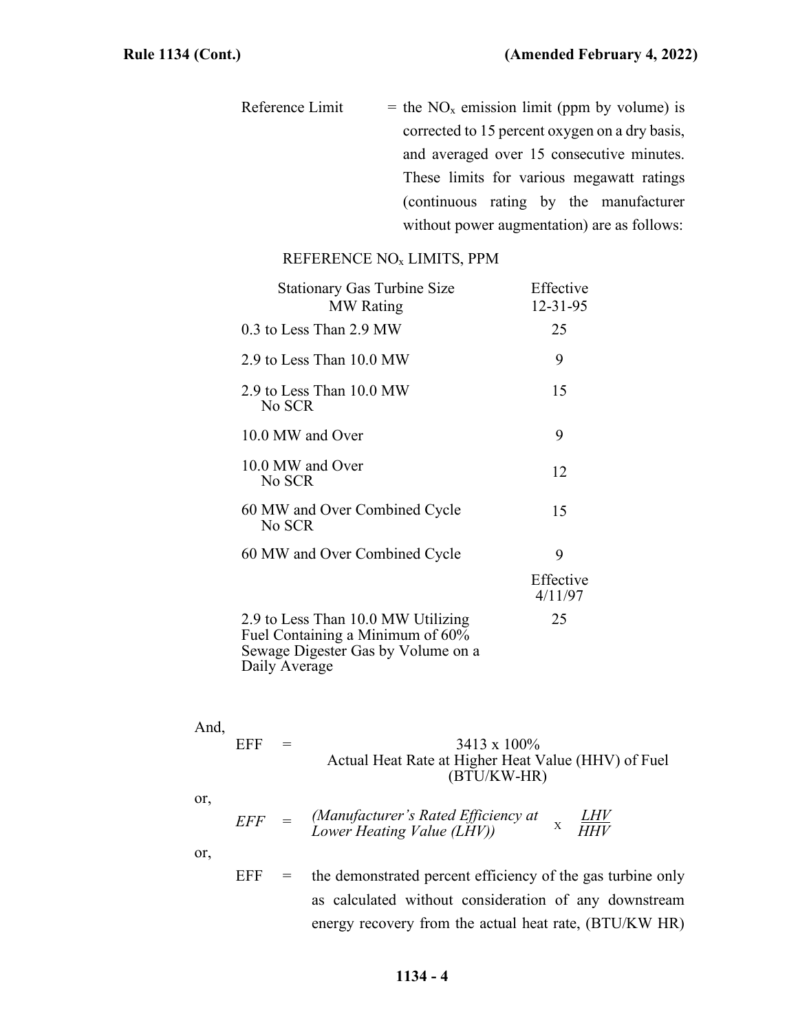Reference Limit = the $NO_x$ emission limit (ppm by volume) is corrected to 15 percent oxygen on a dry basis, and averaged over 15 consecutive minutes. These limits for various megawatt ratings (continuous rating by the manufacturer without power augmentation) are as follows:

REFERENCE $NO_x$ LIMITS, PPM

| Stationary Gas Turbine Size MW Rating | Effective 12-31-95 |
|---|---|
| 0.3 to Less Than 2.9 MW | 25 |
| 2.9 to Less Than 10.0 MW | 9 |
| 2.9 to Less Than 10.0 MW No SCR | 15 |
| 10.0 MW and Over | 9 |
| 10.0 MW and Over No SCR | 12 |
| 60 MW and Over Combined Cycle No SCR | 15 |
| 60 MW and Over Combined Cycle | 9 |
| | Effective 4/11/97 |
| 2.9 to Less Than 10.0 MW Utilizing Fuel Containing a Minimum of 60% Sewage Digester Gas by Volume on a Daily Average | 25 |

And,

$$EFF = \frac{3413 \times 100\%}{\text{Actual Heat Rate at Higher Heat Value (HHV) of Fuel (BTU/KW-HR)}}$$

or,

$$EFF = \text{(Manufacturer's Rated Efficiency at Lower Heating Value (LHV))} \times \frac{LHV}{HHV}$$

or,

EFF = the demonstrated percent efficiency of the gas turbine only as calculated without consideration of any downstream energy recovery from the actual heat rate, (BTU/KW HR)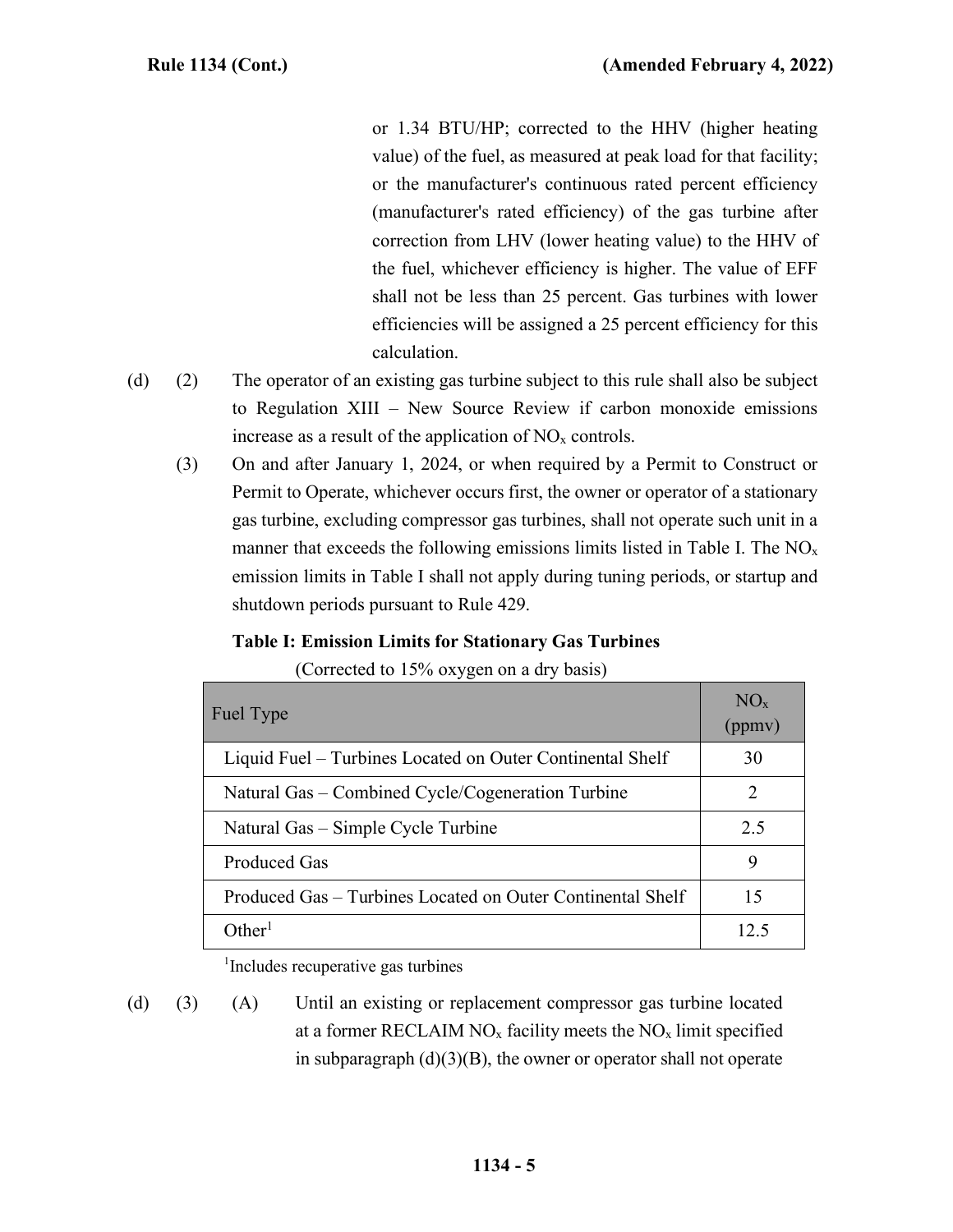or 1.34 BTU/HP; corrected to the HHV (higher heating value) of the fuel, as measured at peak load for that facility; or the manufacturer's continuous rated percent efficiency (manufacturer's rated efficiency) of the gas turbine after correction from LHV (lower heating value) to the HHV of the fuel, whichever efficiency is higher. The value of EFF shall not be less than 25 percent. Gas turbines with lower efficiencies will be assigned a 25 percent efficiency for this calculation.

(d) (2) The operator of an existing gas turbine subject to this rule shall also be subject to Regulation XIII – New Source Review if carbon monoxide emissions increase as a result of the application of $NO_x$ controls.

(3) On and after January 1, 2024, or when required by a Permit to Construct or Permit to Operate, whichever occurs first, the owner or operator of a stationary gas turbine, excluding compressor gas turbines, shall not operate such unit in a manner that exceeds the following emissions limits listed in Table I. The $NO_x$ emission limits in Table I shall not apply during tuning periods, or startup and shutdown periods pursuant to Rule 429.

**Table I: Emission Limits for Stationary Gas Turbines**

(Corrected to 15% oxygen on a dry basis)

| Fuel Type | $NO_x$ (ppmv) |
|---|---|
| Liquid Fuel – Turbines Located on Outer Continental Shelf | 30 |
| Natural Gas – Combined Cycle/Cogeneration Turbine | 2 |
| Natural Gas – Simple Cycle Turbine | 2.5 |
| Produced Gas | 9 |
| Produced Gas – Turbines Located on Outer Continental Shelf | 15 |
| Other[1] | 12.5 |

[1]Includes recuperative gas turbines

(d) (3) (A) Until an existing or replacement compressor gas turbine located at a former RECLAIM $NO_x$ facility meets the $NO_x$ limit specified in subparagraph (d)(3)(B), the owner or operator shall not operate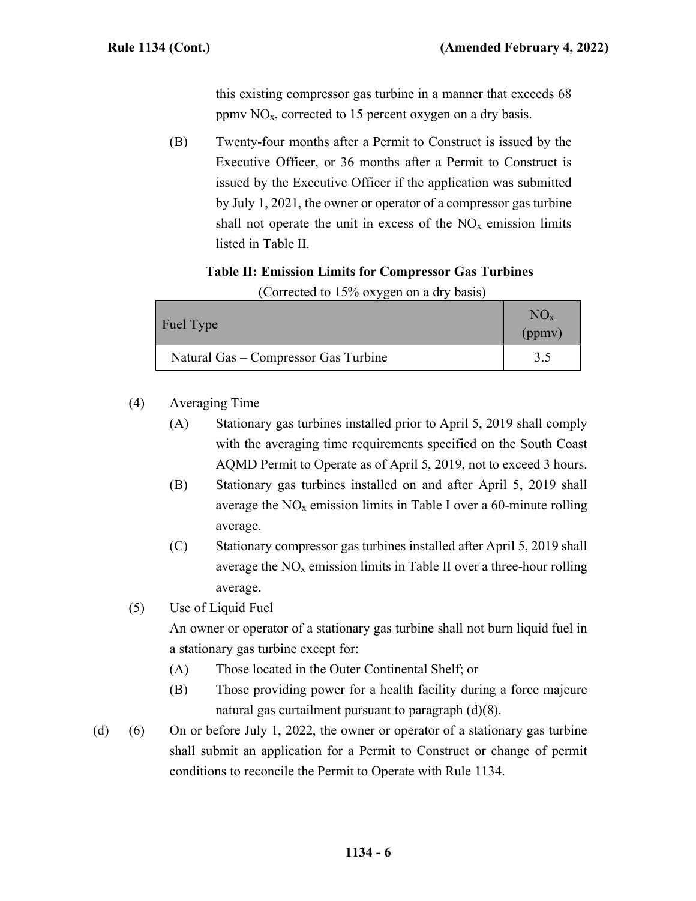this existing compressor gas turbine in a manner that exceeds 68 ppmv $NO_x$, corrected to 15 percent oxygen on a dry basis.

(B) Twenty-four months after a Permit to Construct is issued by the Executive Officer, or 36 months after a Permit to Construct is issued by the Executive Officer if the application was submitted by July 1, 2021, the owner or operator of a compressor gas turbine shall not operate the unit in excess of the $NO_x$ emission limits listed in Table II.

**Table II: Emission Limits for Compressor Gas Turbines**

(Corrected to 15% oxygen on a dry basis)

| Fuel Type | $NO_x$ (ppmv) |
|---|---|
| Natural Gas – Compressor Gas Turbine | 3.5 |

(4) Averaging Time

(A) Stationary gas turbines installed prior to April 5, 2019 shall comply with the averaging time requirements specified on the South Coast AQMD Permit to Operate as of April 5, 2019, not to exceed 3 hours.

(B) Stationary gas turbines installed on and after April 5, 2019 shall average the $NO_x$ emission limits in Table I over a 60-minute rolling average.

(C) Stationary compressor gas turbines installed after April 5, 2019 shall average the $NO_x$ emission limits in Table II over a three-hour rolling average.

(5) Use of Liquid Fuel

An owner or operator of a stationary gas turbine shall not burn liquid fuel in a stationary gas turbine except for:

(A) Those located in the Outer Continental Shelf; or

(B) Those providing power for a health facility during a force majeure natural gas curtailment pursuant to paragraph (d)(8).

(d) (6) On or before July 1, 2022, the owner or operator of a stationary gas turbine shall submit an application for a Permit to Construct or change of permit conditions to reconcile the Permit to Operate with Rule 1134.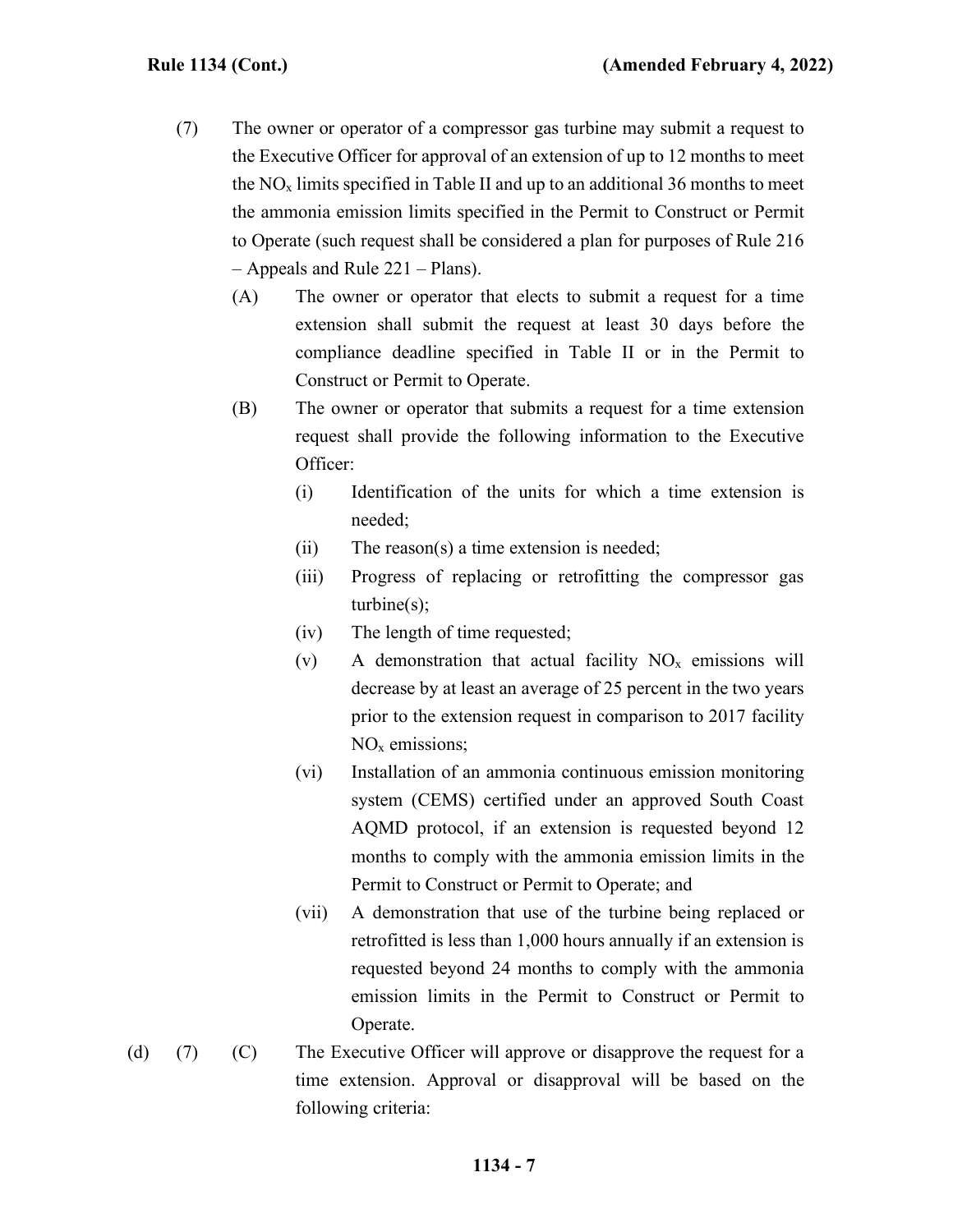(7) The owner or operator of a compressor gas turbine may submit a request to the Executive Officer for approval of an extension of up to 12 months to meet the $NO_x$ limits specified in Table II and up to an additional 36 months to meet the ammonia emission limits specified in the Permit to Construct or Permit to Operate (such request shall be considered a plan for purposes of Rule 216 – Appeals and Rule 221 – Plans).

(A) The owner or operator that elects to submit a request for a time extension shall submit the request at least 30 days before the compliance deadline specified in Table II or in the Permit to Construct or Permit to Operate.

(B) The owner or operator that submits a request for a time extension request shall provide the following information to the Executive Officer:

(i) Identification of the units for which a time extension is needed;

(ii) The reason(s) a time extension is needed;

(iii) Progress of replacing or retrofitting the compressor gas turbine(s);

(iv) The length of time requested;

(v) A demonstration that actual facility $NO_x$ emissions will decrease by at least an average of 25 percent in the two years prior to the extension request in comparison to 2017 facility $NO_x$ emissions;

(vi) Installation of an ammonia continuous emission monitoring system (CEMS) certified under an approved South Coast AQMD protocol, if an extension is requested beyond 12 months to comply with the ammonia emission limits in the Permit to Construct or Permit to Operate; and

(vii) A demonstration that use of the turbine being replaced or retrofitted is less than 1,000 hours annually if an extension is requested beyond 24 months to comply with the ammonia emission limits in the Permit to Construct or Permit to Operate.

(d) (7) (C) The Executive Officer will approve or disapprove the request for a time extension. Approval or disapproval will be based on the following criteria: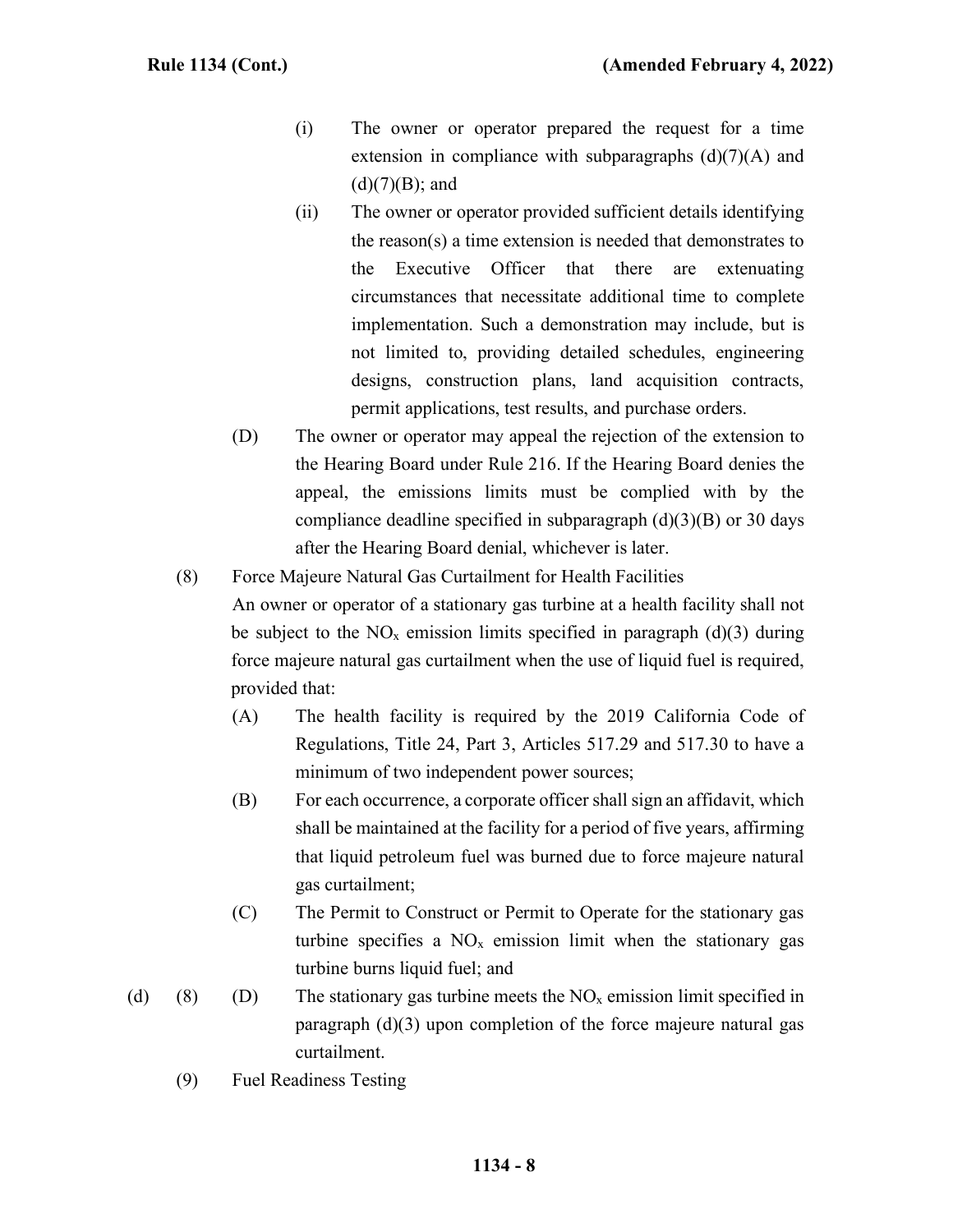(i) The owner or operator prepared the request for a time extension in compliance with subparagraphs (d)(7)(A) and (d)(7)(B); and

(ii) The owner or operator provided sufficient details identifying the reason(s) a time extension is needed that demonstrates to the Executive Officer that there are extenuating circumstances that necessitate additional time to complete implementation. Such a demonstration may include, but is not limited to, providing detailed schedules, engineering designs, construction plans, land acquisition contracts, permit applications, test results, and purchase orders.

(D) The owner or operator may appeal the rejection of the extension to the Hearing Board under Rule 216. If the Hearing Board denies the appeal, the emissions limits must be complied with by the compliance deadline specified in subparagraph (d)(3)(B) or 30 days after the Hearing Board denial, whichever is later.

(8) Force Majeure Natural Gas Curtailment for Health Facilities

An owner or operator of a stationary gas turbine at a health facility shall not be subject to the $NO_x$ emission limits specified in paragraph (d)(3) during force majeure natural gas curtailment when the use of liquid fuel is required, provided that:

(A) The health facility is required by the 2019 California Code of Regulations, Title 24, Part 3, Articles 517.29 and 517.30 to have a minimum of two independent power sources;

(B) For each occurrence, a corporate officer shall sign an affidavit, which shall be maintained at the facility for a period of five years, affirming that liquid petroleum fuel was burned due to force majeure natural gas curtailment;

(C) The Permit to Construct or Permit to Operate for the stationary gas turbine specifies a $NO_x$ emission limit when the stationary gas turbine burns liquid fuel; and

(d) (8) (D) The stationary gas turbine meets the $NO_x$ emission limit specified in paragraph (d)(3) upon completion of the force majeure natural gas curtailment.

(9) Fuel Readiness Testing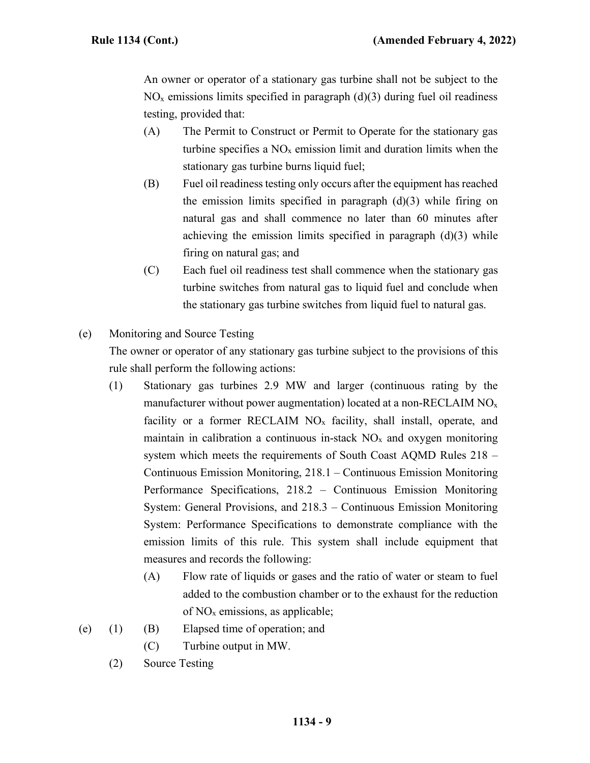An owner or operator of a stationary gas turbine shall not be subject to the $NO_x$ emissions limits specified in paragraph (d)(3) during fuel oil readiness testing, provided that:

- (A) The Permit to Construct or Permit to Operate for the stationary gas turbine specifies a $NO_x$ emission limit and duration limits when the stationary gas turbine burns liquid fuel;
- (B) Fuel oil readiness testing only occurs after the equipment has reached the emission limits specified in paragraph (d)(3) while firing on natural gas and shall commence no later than 60 minutes after achieving the emission limits specified in paragraph (d)(3) while firing on natural gas; and
- (C) Each fuel oil readiness test shall commence when the stationary gas turbine switches from natural gas to liquid fuel and conclude when the stationary gas turbine switches from liquid fuel to natural gas.

(e) Monitoring and Source Testing

The owner or operator of any stationary gas turbine subject to the provisions of this rule shall perform the following actions:

- (1) Stationary gas turbines 2.9 MW and larger (continuous rating by the manufacturer without power augmentation) located at a non-RECLAIM $NO_x$ facility or a former RECLAIM $NO_x$ facility, shall install, operate, and maintain in calibration a continuous in-stack $NO_x$ and oxygen monitoring system which meets the requirements of South Coast AQMD Rules 218 – Continuous Emission Monitoring, 218.1 – Continuous Emission Monitoring Performance Specifications, 218.2 – Continuous Emission Monitoring System: General Provisions, and 218.3 – Continuous Emission Monitoring System: Performance Specifications to demonstrate compliance with the emission limits of this rule. This system shall include equipment that measures and records the following:
  - (A) Flow rate of liquids or gases and the ratio of water or steam to fuel added to the combustion chamber or to the exhaust for the reduction of $NO_x$ emissions, as applicable;
  - (B) Elapsed time of operation; and
  - (C) Turbine output in MW.
- (2) Source Testing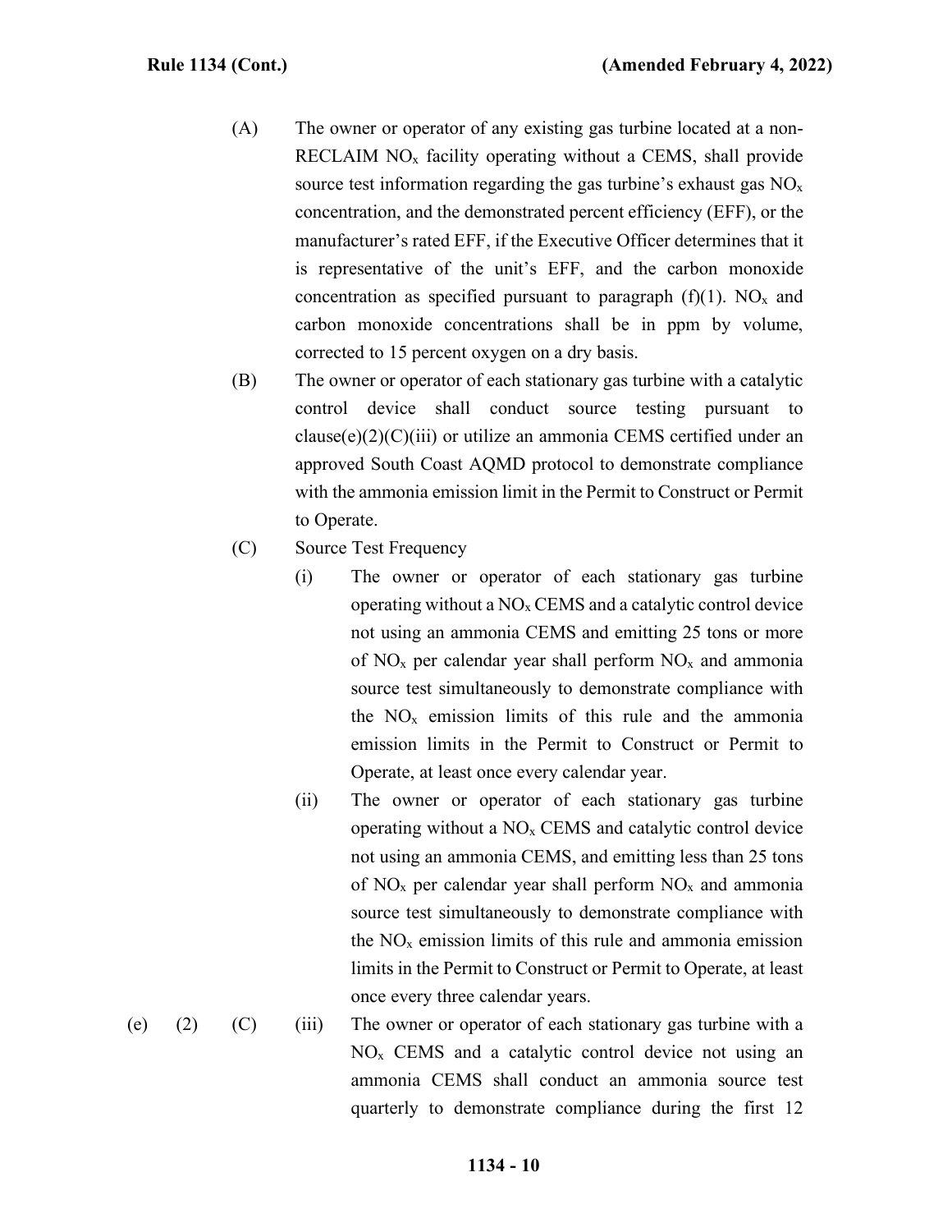(A) The owner or operator of any existing gas turbine located at a non-RECLAIM $NO_x$ facility operating without a CEMS, shall provide source test information regarding the gas turbine's exhaust gas $NO_x$ concentration, and the demonstrated percent efficiency (EFF), or the manufacturer's rated EFF, if the Executive Officer determines that it is representative of the unit's EFF, and the carbon monoxide concentration as specified pursuant to paragraph (f)(1). $NO_x$ and carbon monoxide concentrations shall be in ppm by volume, corrected to 15 percent oxygen on a dry basis.

(B) The owner or operator of each stationary gas turbine with a catalytic control device shall conduct source testing pursuant to clause(e)(2)(C)(iii) or utilize an ammonia CEMS certified under an approved South Coast AQMD protocol to demonstrate compliance with the ammonia emission limit in the Permit to Construct or Permit to Operate.

(C) Source Test Frequency

(i) The owner or operator of each stationary gas turbine operating without a $NO_x$ CEMS and a catalytic control device not using an ammonia CEMS and emitting 25 tons or more of $NO_x$ per calendar year shall perform $NO_x$ and ammonia source test simultaneously to demonstrate compliance with the $NO_x$ emission limits of this rule and the ammonia emission limits in the Permit to Construct or Permit to Operate, at least once every calendar year.

(ii) The owner or operator of each stationary gas turbine operating without a $NO_x$ CEMS and catalytic control device not using an ammonia CEMS, and emitting less than 25 tons of $NO_x$ per calendar year shall perform $NO_x$ and ammonia source test simultaneously to demonstrate compliance with the $NO_x$ emission limits of this rule and ammonia emission limits in the Permit to Construct or Permit to Operate, at least once every three calendar years.

(e) (2) (C) (iii) The owner or operator of each stationary gas turbine with a $NO_x$ CEMS and a catalytic control device not using an ammonia CEMS shall conduct an ammonia source test quarterly to demonstrate compliance during the first 12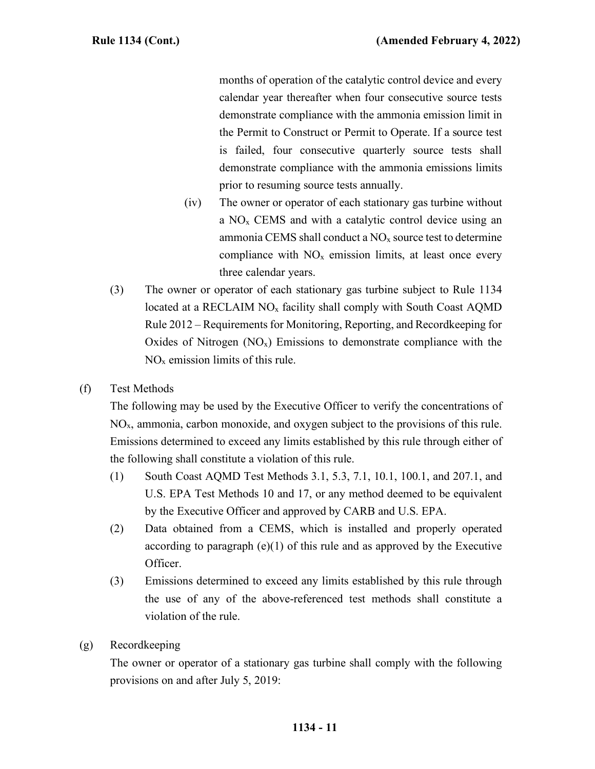months of operation of the catalytic control device and every calendar year thereafter when four consecutive source tests demonstrate compliance with the ammonia emission limit in the Permit to Construct or Permit to Operate. If a source test is failed, four consecutive quarterly source tests shall demonstrate compliance with the ammonia emissions limits prior to resuming source tests annually.

(iv) The owner or operator of each stationary gas turbine without a $NO_x$ CEMS and with a catalytic control device using an ammonia CEMS shall conduct a $NO_x$ source test to determine compliance with $NO_x$ emission limits, at least once every three calendar years.

(3) The owner or operator of each stationary gas turbine subject to Rule 1134 located at a RECLAIM $NO_x$ facility shall comply with South Coast AQMD Rule 2012 – Requirements for Monitoring, Reporting, and Recordkeeping for Oxides of Nitrogen ($NO_x$) Emissions to demonstrate compliance with the $NO_x$ emission limits of this rule.

(f) Test Methods

The following may be used by the Executive Officer to verify the concentrations of $NO_x$, ammonia, carbon monoxide, and oxygen subject to the provisions of this rule. Emissions determined to exceed any limits established by this rule through either of the following shall constitute a violation of this rule.

(1) South Coast AQMD Test Methods 3.1, 5.3, 7.1, 10.1, 100.1, and 207.1, and U.S. EPA Test Methods 10 and 17, or any method deemed to be equivalent by the Executive Officer and approved by CARB and U.S. EPA.

(2) Data obtained from a CEMS, which is installed and properly operated according to paragraph (e)(1) of this rule and as approved by the Executive Officer.

(3) Emissions determined to exceed any limits established by this rule through the use of any of the above-referenced test methods shall constitute a violation of the rule.

(g) Recordkeeping

The owner or operator of a stationary gas turbine shall comply with the following provisions on and after July 5, 2019: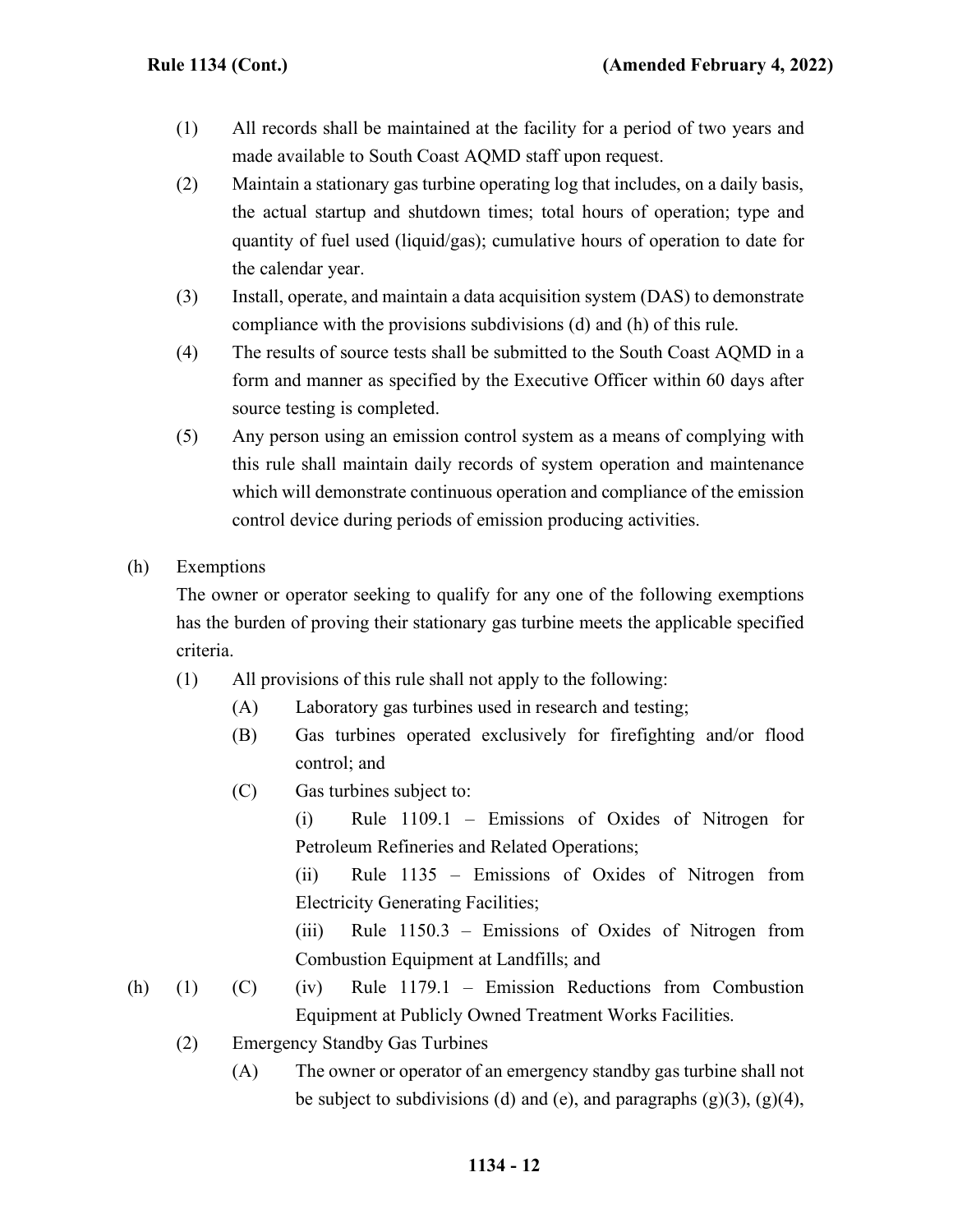(1) All records shall be maintained at the facility for a period of two years and made available to South Coast AQMD staff upon request.

(2) Maintain a stationary gas turbine operating log that includes, on a daily basis, the actual startup and shutdown times; total hours of operation; type and quantity of fuel used (liquid/gas); cumulative hours of operation to date for the calendar year.

(3) Install, operate, and maintain a data acquisition system (DAS) to demonstrate compliance with the provisions subdivisions (d) and (h) of this rule.

(4) The results of source tests shall be submitted to the South Coast AQMD in a form and manner as specified by the Executive Officer within 60 days after source testing is completed.

(5) Any person using an emission control system as a means of complying with this rule shall maintain daily records of system operation and maintenance which will demonstrate continuous operation and compliance of the emission control device during periods of emission producing activities.

(h) Exemptions

The owner or operator seeking to qualify for any one of the following exemptions has the burden of proving their stationary gas turbine meets the applicable specified criteria.

(1) All provisions of this rule shall not apply to the following:

(A) Laboratory gas turbines used in research and testing;

(B) Gas turbines operated exclusively for firefighting and/or flood control; and

(C) Gas turbines subject to:

(i) Rule 1109.1 – Emissions of Oxides of Nitrogen for Petroleum Refineries and Related Operations;

(ii) Rule 1135 – Emissions of Oxides of Nitrogen from Electricity Generating Facilities;

(iii) Rule 1150.3 – Emissions of Oxides of Nitrogen from Combustion Equipment at Landfills; and

(iv) Rule 1179.1 – Emission Reductions from Combustion Equipment at Publicly Owned Treatment Works Facilities.

(2) Emergency Standby Gas Turbines

(A) The owner or operator of an emergency standby gas turbine shall not be subject to subdivisions (d) and (e), and paragraphs (g)(3), (g)(4),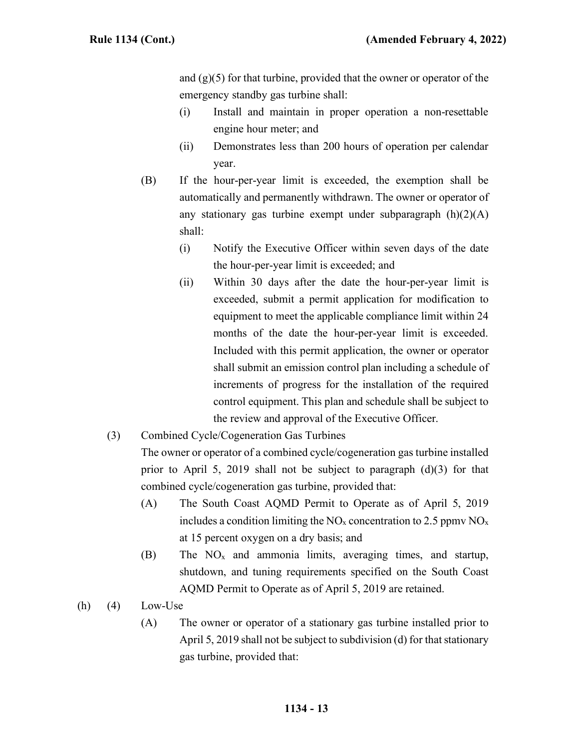and (g)(5) for that turbine, provided that the owner or operator of the emergency standby gas turbine shall:

(i) Install and maintain in proper operation a non-resettable engine hour meter; and

(ii) Demonstrates less than 200 hours of operation per calendar year.

(B) If the hour-per-year limit is exceeded, the exemption shall be automatically and permanently withdrawn. The owner or operator of any stationary gas turbine exempt under subparagraph (h)(2)(A) shall:

(i) Notify the Executive Officer within seven days of the date the hour-per-year limit is exceeded; and

(ii) Within 30 days after the date the hour-per-year limit is exceeded, submit a permit application for modification to equipment to meet the applicable compliance limit within 24 months of the date the hour-per-year limit is exceeded. Included with this permit application, the owner or operator shall submit an emission control plan including a schedule of increments of progress for the installation of the required control equipment. This plan and schedule shall be subject to the review and approval of the Executive Officer.

(3) Combined Cycle/Cogeneration Gas Turbines

The owner or operator of a combined cycle/cogeneration gas turbine installed prior to April 5, 2019 shall not be subject to paragraph (d)(3) for that combined cycle/cogeneration gas turbine, provided that:

(A) The South Coast AQMD Permit to Operate as of April 5, 2019 includes a condition limiting the $NO_x$ concentration to 2.5 ppmv $NO_x$ at 15 percent oxygen on a dry basis; and

(B) The $NO_x$ and ammonia limits, averaging times, and startup, shutdown, and tuning requirements specified on the South Coast AQMD Permit to Operate as of April 5, 2019 are retained.

(h) (4) Low-Use

(A) The owner or operator of a stationary gas turbine installed prior to April 5, 2019 shall not be subject to subdivision (d) for that stationary gas turbine, provided that: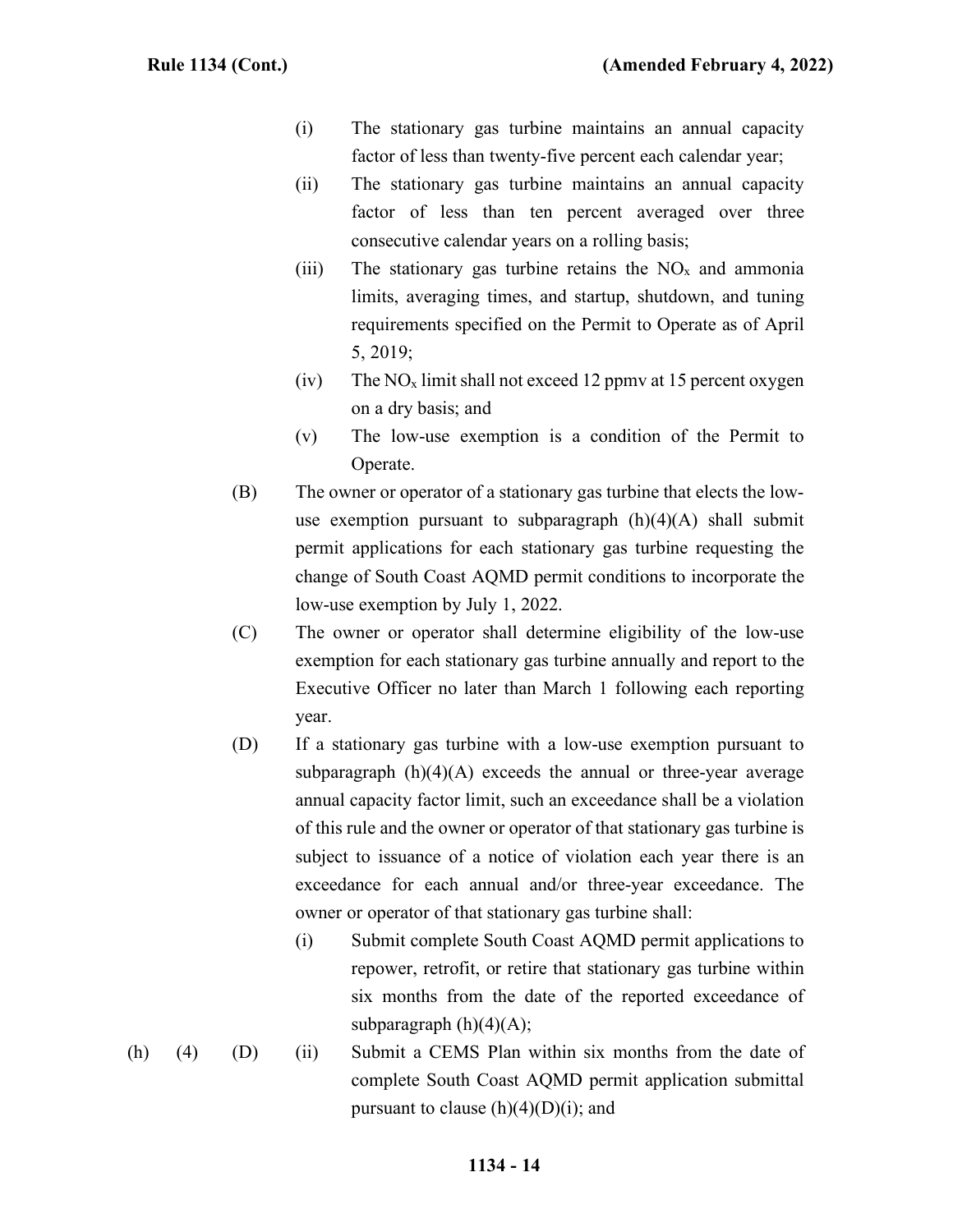(i) The stationary gas turbine maintains an annual capacity factor of less than twenty-five percent each calendar year;

(ii) The stationary gas turbine maintains an annual capacity factor of less than ten percent averaged over three consecutive calendar years on a rolling basis;

(iii) The stationary gas turbine retains the $NO_x$ and ammonia limits, averaging times, and startup, shutdown, and tuning requirements specified on the Permit to Operate as of April 5, 2019;

(iv) The $NO_x$ limit shall not exceed 12 ppmv at 15 percent oxygen on a dry basis; and

(v) The low-use exemption is a condition of the Permit to Operate.

(B) The owner or operator of a stationary gas turbine that elects the low-use exemption pursuant to subparagraph (h)(4)(A) shall submit permit applications for each stationary gas turbine requesting the change of South Coast AQMD permit conditions to incorporate the low-use exemption by July 1, 2022.

(C) The owner or operator shall determine eligibility of the low-use exemption for each stationary gas turbine annually and report to the Executive Officer no later than March 1 following each reporting year.

(D) If a stationary gas turbine with a low-use exemption pursuant to subparagraph (h)(4)(A) exceeds the annual or three-year average annual capacity factor limit, such an exceedance shall be a violation of this rule and the owner or operator of that stationary gas turbine is subject to issuance of a notice of violation each year there is an exceedance for each annual and/or three-year exceedance. The owner or operator of that stationary gas turbine shall:

(i) Submit complete South Coast AQMD permit applications to repower, retrofit, or retire that stationary gas turbine within six months from the date of the reported exceedance of subparagraph (h)(4)(A);

(h) (4) (D) (ii) Submit a CEMS Plan within six months from the date of complete South Coast AQMD permit application submittal pursuant to clause (h)(4)(D)(i); and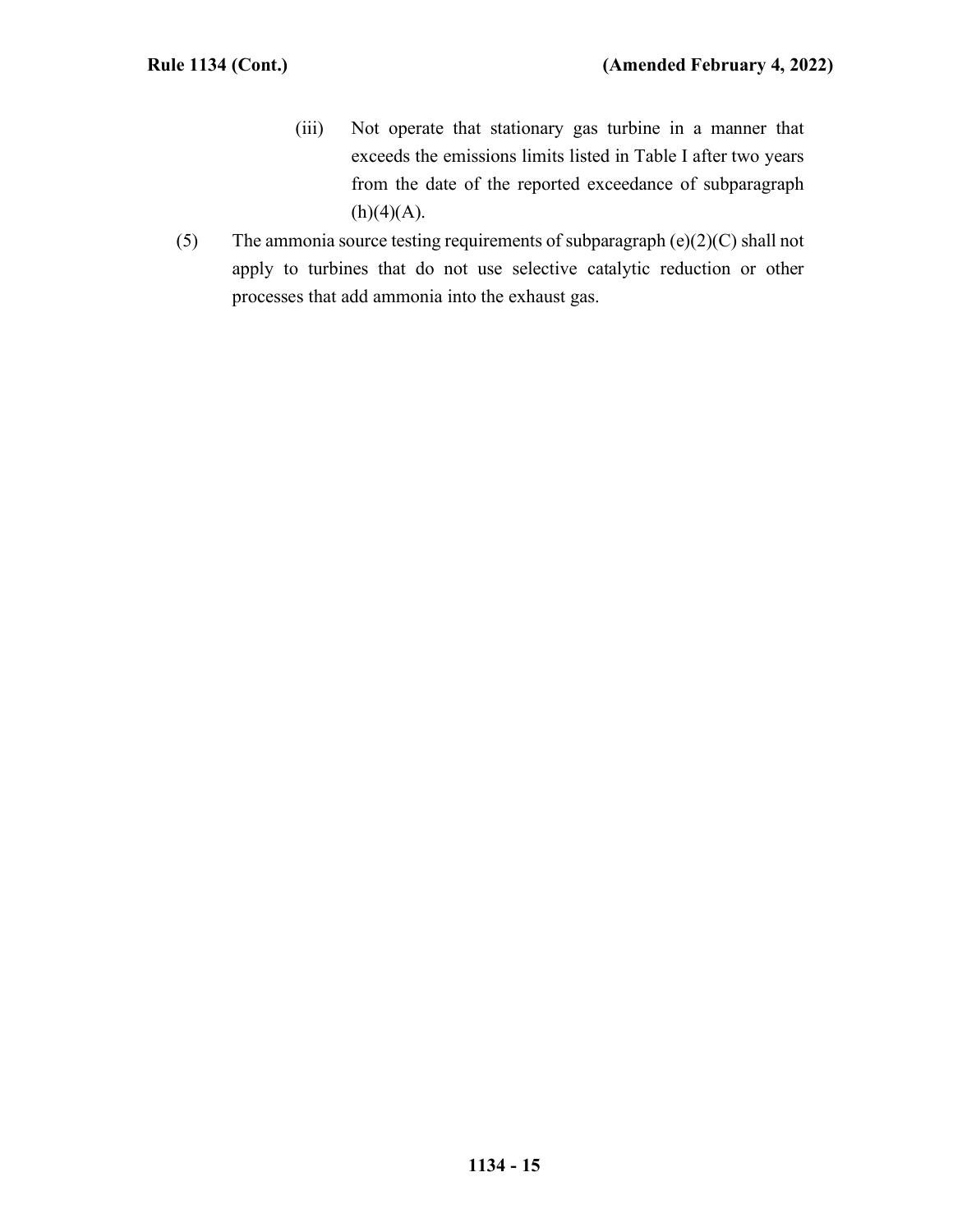(iii) Not operate that stationary gas turbine in a manner that exceeds the emissions limits listed in Table I after two years from the date of the reported exceedance of subparagraph (h)(4)(A).

(5) The ammonia source testing requirements of subparagraph (e)(2)(C) shall not apply to turbines that do not use selective catalytic reduction or other processes that add ammonia into the exhaust gas.